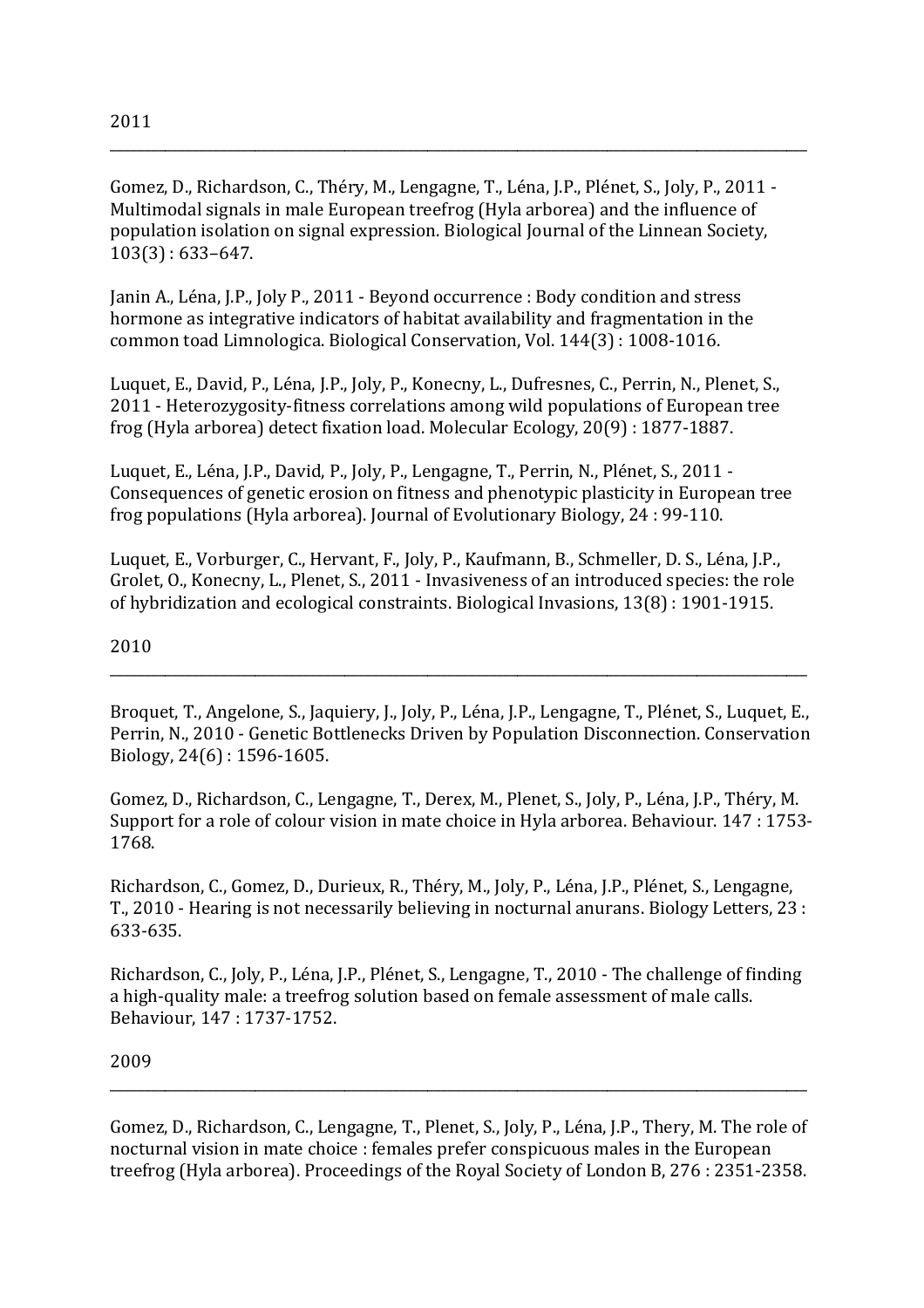## 2011

---

Gomez, D., Richardson, C., Théry, M., Lengagne, T., Léna, J.P., Plénet, S., Joly, P., 2011 - Multimodal signals in male European treefrog (Hyla arborea) and the influence of population isolation on signal expression. Biological Journal of the Linnean Society, 103(3) : 633–647.

Janin A., Léna, J.P., Joly P., 2011 - Beyond occurrence : Body condition and stress hormone as integrative indicators of habitat availability and fragmentation in the common toad Limnologica. Biological Conservation, Vol. 144(3) : 1008-1016.

Luquet, E., David, P., Léna, J.P., Joly, P., Konecny, L., Dufresnes, C., Perrin, N., Plenet, S., 2011 - Heterozygosity-fitness correlations among wild populations of European tree frog (Hyla arborea) detect fixation load. Molecular Ecology, 20(9) : 1877-1887.

Luquet, E., Léna, J.P., David, P., Joly, P., Lengagne, T., Perrin, N., Plénet, S., 2011 - Consequences of genetic erosion on fitness and phenotypic plasticity in European tree frog populations (Hyla arborea). Journal of Evolutionary Biology, 24 : 99-110.

Luquet, E., Vorburger, C., Hervant, F., Joly, P., Kaufmann, B., Schmeller, D. S., Léna, J.P., Grolet, O., Konecny, L., Plenet, S., 2011 - Invasiveness of an introduced species: the role of hybridization and ecological constraints. Biological Invasions, 13(8) : 1901-1915.

## 2010

---

Broquet, T., Angelone, S., Jaquiery, J., Joly, P., Léna, J.P., Lengagne, T., Plénet, S., Luquet, E., Perrin, N., 2010 - Genetic Bottlenecks Driven by Population Disconnection. Conservation Biology, 24(6) : 1596-1605.

Gomez, D., Richardson, C., Lengagne, T., Derex, M., Plenet, S., Joly, P., Léna, J.P., Théry, M. Support for a role of colour vision in mate choice in Hyla arborea. Behaviour. 147 : 1753-1768.

Richardson, C., Gomez, D., Durieux, R., Théry, M., Joly, P., Léna, J.P., Plénet, S., Lengagne, T., 2010 - Hearing is not necessarily believing in nocturnal anurans. Biology Letters, 23 : 633-635.

Richardson, C., Joly, P., Léna, J.P., Plénet, S., Lengagne, T., 2010 - The challenge of finding a high-quality male: a treefrog solution based on female assessment of male calls. Behaviour, 147 : 1737-1752.

## 2009

---

Gomez, D., Richardson, C., Lengagne, T., Plenet, S., Joly, P., Léna, J.P., Thery, M. The role of nocturnal vision in mate choice : females prefer conspicuous males in the European treefrog (Hyla arborea). Proceedings of the Royal Society of London B, 276 : 2351-2358.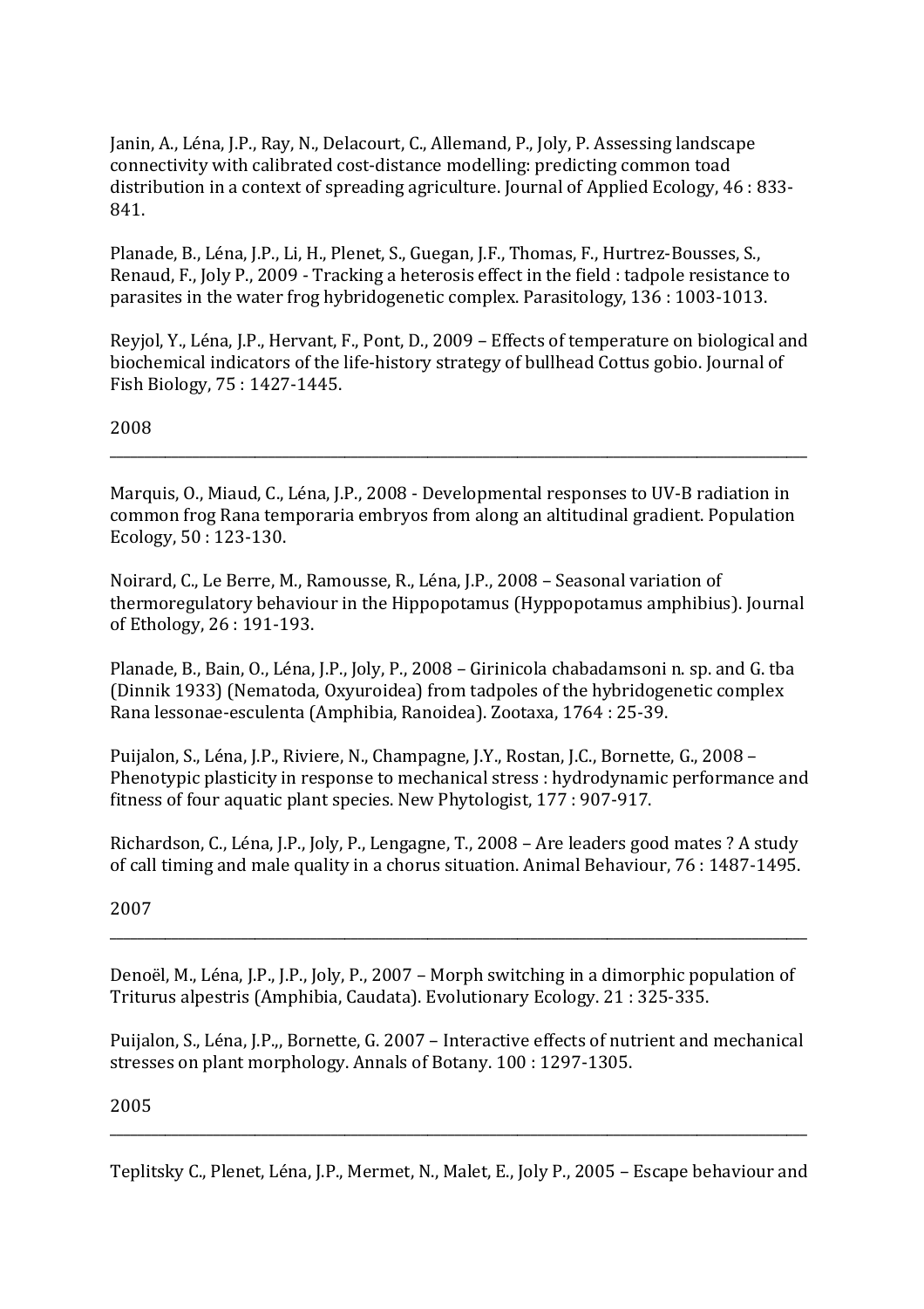Janin, A., Léna, J.P., Ray, N., Delacourt, C., Allemand, P., Joly, P. Assessing landscape connectivity with calibrated cost-distance modelling: predicting common toad distribution in a context of spreading agriculture. Journal of Applied Ecology, 46 : 833-841.

Planade, B., Léna, J.P., Li, H., Plenet, S., Guegan, J.F., Thomas, F., Hurtrez-Bousses, S., Renaud, F., Joly P., 2009 - Tracking a heterosis effect in the field : tadpole resistance to parasites in the water frog hybridogenetic complex. Parasitology, 136 : 1003-1013.

Reyjol, Y., Léna, J.P., Hervant, F., Pont, D., 2009 – Effects of temperature on biological and biochemical indicators of the life-history strategy of bullhead Cottus gobio. Journal of Fish Biology, 75 : 1427-1445.

## 2008

---

Marquis, O., Miaud, C., Léna, J.P., 2008 - Developmental responses to UV-B radiation in common frog Rana temporaria embryos from along an altitudinal gradient. Population Ecology, 50 : 123-130.

Noirard, C., Le Berre, M., Ramousse, R., Léna, J.P., 2008 – Seasonal variation of thermoregulatory behaviour in the Hippopotamus (Hyppopotamus amphibius). Journal of Ethology, 26 : 191-193.

Planade, B., Bain, O., Léna, J.P., Joly, P., 2008 – Girinicola chabadamsoni n. sp. and G. tba (Dinnik 1933) (Nematoda, Oxyuroidea) from tadpoles of the hybridogenetic complex Rana lessonae-esculenta (Amphibia, Ranoidea). Zootaxa, 1764 : 25-39.

Puijalon, S., Léna, J.P., Riviere, N., Champagne, J.Y., Rostan, J.C., Bornette, G., 2008 – Phenotypic plasticity in response to mechanical stress : hydrodynamic performance and fitness of four aquatic plant species. New Phytologist, 177 : 907-917.

Richardson, C., Léna, J.P., Joly, P., Lengagne, T., 2008 – Are leaders good mates ? A study of call timing and male quality in a chorus situation. Animal Behaviour, 76 : 1487-1495.

## 2007

---

Denoël, M., Léna, J.P., J.P., Joly, P., 2007 – Morph switching in a dimorphic population of Triturus alpestris (Amphibia, Caudata). Evolutionary Ecology. 21 : 325-335.

Puijalon, S., Léna, J.P.,, Bornette, G. 2007 – Interactive effects of nutrient and mechanical stresses on plant morphology. Annals of Botany. 100 : 1297-1305.

## 2005

---

Teplitsky C., Plenet, Léna, J.P., Mermet, N., Malet, E., Joly P., 2005 – Escape behaviour and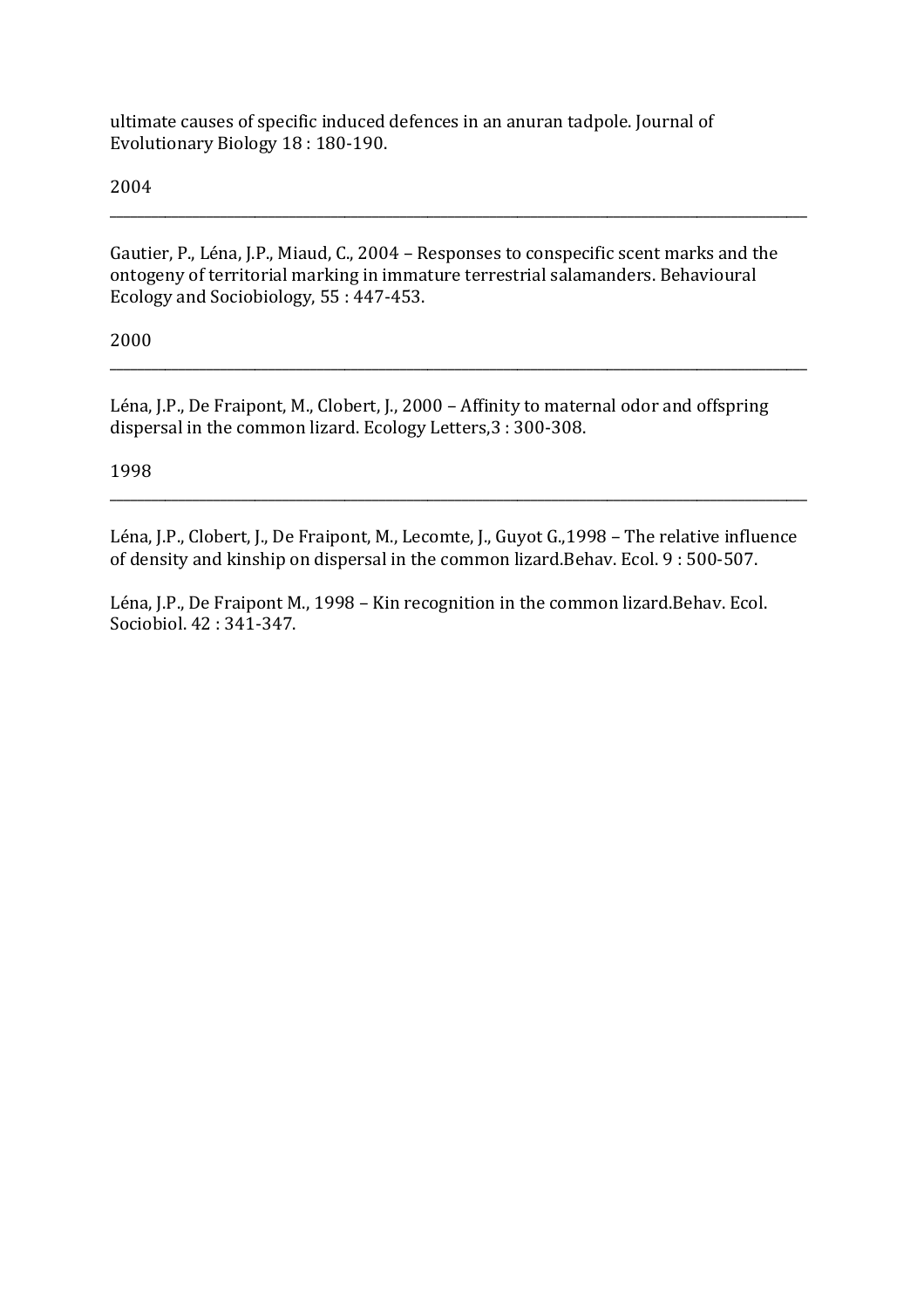ultimate causes of specific induced defences in an anuran tadpole. Journal of Evolutionary Biology 18 : 180-190.

2004

---

Gautier, P., Léna, J.P., Miaud, C., 2004 – Responses to conspecific scent marks and the ontogeny of territorial marking in immature terrestrial salamanders. Behavioural Ecology and Sociobiology, 55 : 447-453.

2000

---

Léna, J.P., De Fraipont, M., Clobert, J., 2000 – Affinity to maternal odor and offspring dispersal in the common lizard. Ecology Letters,3 : 300-308.

1998

---

Léna, J.P., Clobert, J., De Fraipont, M., Lecomte, J., Guyot G.,1998 – The relative influence of density and kinship on dispersal in the common lizard.Behav. Ecol. 9 : 500-507.

Léna, J.P., De Fraipont M., 1998 – Kin recognition in the common lizard.Behav. Ecol. Sociobiol. 42 : 341-347.